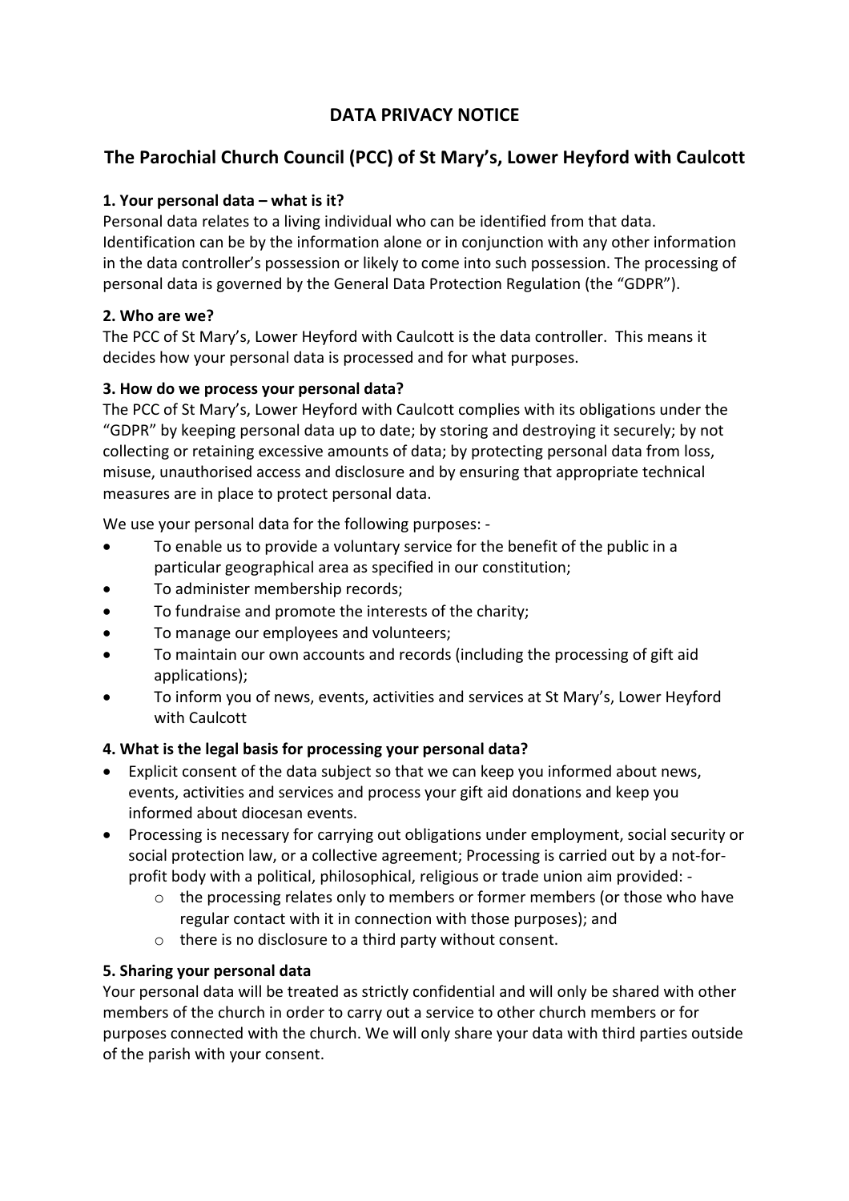# DATA PRIVACY NOTICE

## The Parochial Church Council (PCC) of St Mary's, Lower Heyford with Caulcott

**1. Your personal data – what is it?**
Personal data relates to a living individual who can be identified from that data. Identification can be by the information alone or in conjunction with any other information in the data controller's possession or likely to come into such possession. The processing of personal data is governed by the General Data Protection Regulation (the "GDPR").

**2. Who are we?**
The PCC of St Mary's, Lower Heyford with Caulcott is the data controller. This means it decides how your personal data is processed and for what purposes.

**3. How do we process your personal data?**
The PCC of St Mary's, Lower Heyford with Caulcott complies with its obligations under the "GDPR" by keeping personal data up to date; by storing and destroying it securely; by not collecting or retaining excessive amounts of data; by protecting personal data from loss, misuse, unauthorised access and disclosure and by ensuring that appropriate technical measures are in place to protect personal data.

We use your personal data for the following purposes: -

- To enable us to provide a voluntary service for the benefit of the public in a particular geographical area as specified in our constitution;
- To administer membership records;
- To fundraise and promote the interests of the charity;
- To manage our employees and volunteers;
- To maintain our own accounts and records (including the processing of gift aid applications);
- To inform you of news, events, activities and services at St Mary's, Lower Heyford with Caulcott

**4. What is the legal basis for processing your personal data?**

- Explicit consent of the data subject so that we can keep you informed about news, events, activities and services and process your gift aid donations and keep you informed about diocesan events.
- Processing is necessary for carrying out obligations under employment, social security or social protection law, or a collective agreement; Processing is carried out by a not-for-profit body with a political, philosophical, religious or trade union aim provided: -
  - the processing relates only to members or former members (or those who have regular contact with it in connection with those purposes); and
  - there is no disclosure to a third party without consent.

**5. Sharing your personal data**
Your personal data will be treated as strictly confidential and will only be shared with other members of the church in order to carry out a service to other church members or for purposes connected with the church. We will only share your data with third parties outside of the parish with your consent.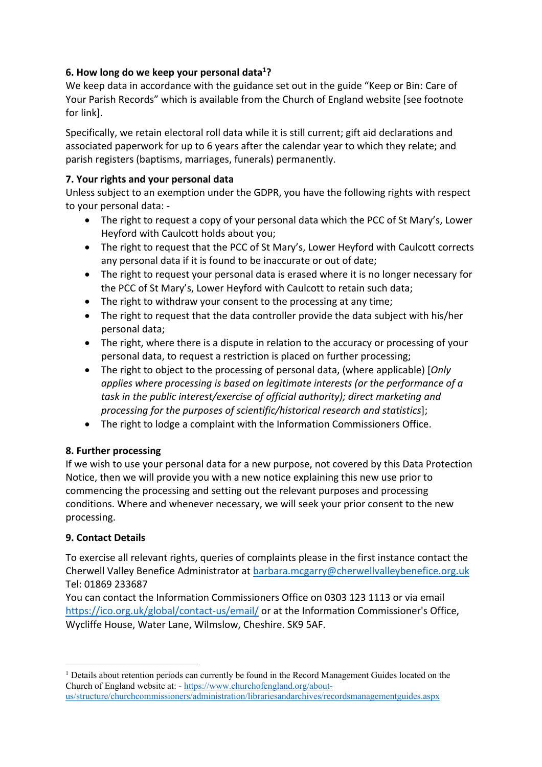### 6. How long do we keep your personal data[1]?

We keep data in accordance with the guidance set out in the guide "Keep or Bin: Care of Your Parish Records" which is available from the Church of England website [see footnote for link].

Specifically, we retain electoral roll data while it is still current; gift aid declarations and associated paperwork for up to 6 years after the calendar year to which they relate; and parish registers (baptisms, marriages, funerals) permanently.

### 7. Your rights and your personal data

Unless subject to an exemption under the GDPR, you have the following rights with respect to your personal data: -

- The right to request a copy of your personal data which the PCC of St Mary's, Lower Heyford with Caulcott holds about you;
- The right to request that the PCC of St Mary's, Lower Heyford with Caulcott corrects any personal data if it is found to be inaccurate or out of date;
- The right to request your personal data is erased where it is no longer necessary for the PCC of St Mary's, Lower Heyford with Caulcott to retain such data;
- The right to withdraw your consent to the processing at any time;
- The right to request that the data controller provide the data subject with his/her personal data;
- The right, where there is a dispute in relation to the accuracy or processing of your personal data, to request a restriction is placed on further processing;
- The right to object to the processing of personal data, (where applicable) [*Only applies where processing is based on legitimate interests (or the performance of a task in the public interest/exercise of official authority); direct marketing and processing for the purposes of scientific/historical research and statistics*];
- The right to lodge a complaint with the Information Commissioners Office.

### 8. Further processing

If we wish to use your personal data for a new purpose, not covered by this Data Protection Notice, then we will provide you with a new notice explaining this new use prior to commencing the processing and setting out the relevant purposes and processing conditions. Where and whenever necessary, we will seek your prior consent to the new processing.

### 9. Contact Details

To exercise all relevant rights, queries of complaints please in the first instance contact the Cherwell Valley Benefice Administrator at barbara.mcgarry@cherwellvalleybenefice.org.uk
Tel: 01869 233687
You can contact the Information Commissioners Office on 0303 123 1113 or via email https://ico.org.uk/global/contact-us/email/ or at the Information Commissioner's Office, Wycliffe House, Water Lane, Wilmslow, Cheshire. SK9 5AF.

---

[1] Details about retention periods can currently be found in the Record Management Guides located on the Church of England website at: - https://www.churchofengland.org/about-us/structure/churchcommissioners/administration/librariesandarchives/recordsmanagementguides.aspx